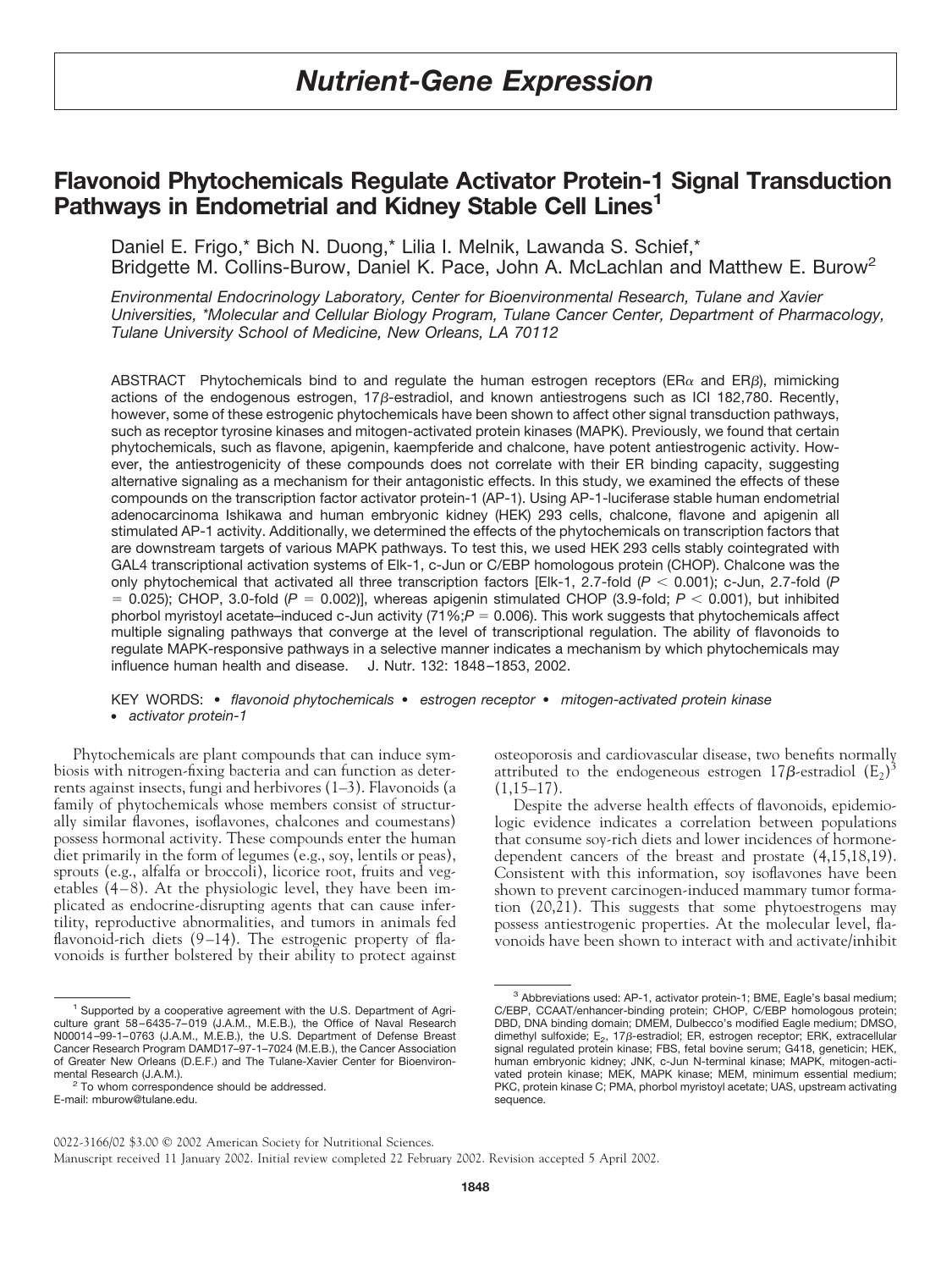# Nutrient-Gene Expression

## Flavonoid Phytochemicals Regulate Activator Protein-1 Signal Transduction Pathways in Endometrial and Kidney Stable Cell Lines[1]

Daniel E. Frigo,* Bich N. Duong,* Lilia I. Melnik, Lawanda S. Schief,* Bridgette M. Collins-Burow, Daniel K. Pace, John A. McLachlan and Matthew E. Burow[2]

*Environmental Endocrinology Laboratory, Center for Bioenvironmental Research, Tulane and Xavier Universities, \*Molecular and Cellular Biology Program, Tulane Cancer Center, Department of Pharmacology, Tulane University School of Medicine, New Orleans, LA 70112*

ABSTRACT Phytochemicals bind to and regulate the human estrogen receptors (ERα and ERβ), mimicking actions of the endogenous estrogen, 17β-estradiol, and known antiestrogens such as ICI 182,780. Recently, however, some of these estrogenic phytochemicals have been shown to affect other signal transduction pathways, such as receptor tyrosine kinases and mitogen-activated protein kinases (MAPK). Previously, we found that certain phytochemicals, such as flavone, apigenin, kaempferide and chalcone, have potent antiestrogenic activity. However, the antiestrogenicity of these compounds does not correlate with their ER binding capacity, suggesting alternative signaling as a mechanism for their antagonistic effects. In this study, we examined the effects of these compounds on the transcription factor activator protein-1 (AP-1). Using AP-1-luciferase stable human endometrial adenocarcinoma Ishikawa and human embryonic kidney (HEK) 293 cells, chalcone, flavone and apigenin all stimulated AP-1 activity. Additionally, we determined the effects of the phytochemicals on transcription factors that are downstream targets of various MAPK pathways. To test this, we used HEK 293 cells stably cointegrated with GAL4 transcriptional activation systems of Elk-1, c-Jun or C/EBP homologous protein (CHOP). Chalcone was the only phytochemical that activated all three transcription factors [Elk-1, 2.7-fold ($P < 0.001$); c-Jun, 2.7-fold ($P = 0.025$); CHOP, 3.0-fold ($P = 0.002$)], whereas apigenin stimulated CHOP (3.9-fold; $P < 0.001$), but inhibited phorbol myristoyl acetate–induced c-Jun activity (71%; $P = 0.006$). This work suggests that phytochemicals affect multiple signaling pathways that converge at the level of transcriptional regulation. The ability of flavonoids to regulate MAPK-responsive pathways in a selective manner indicates a mechanism by which phytochemicals may influence human health and disease. J. Nutr. 132: 1848–1853, 2002.

KEY WORDS: • *flavonoid phytochemicals* • *estrogen receptor* • *mitogen-activated protein kinase* • *activator protein-1*

Phytochemicals are plant compounds that can induce symbiosis with nitrogen-fixing bacteria and can function as deterrents against insects, fungi and herbivores (1–3). Flavonoids (a family of phytochemicals whose members consist of structurally similar flavones, isoflavones, chalcones and coumestans) possess hormonal activity. These compounds enter the human diet primarily in the form of legumes (e.g., soy, lentils or peas), sprouts (e.g., alfalfa or broccoli), licorice root, fruits and vegetables (4–8). At the physiologic level, they have been implicated as endocrine-disrupting agents that can cause infertility, reproductive abnormalities, and tumors in animals fed flavonoid-rich diets (9–14). The estrogenic property of flavonoids is further bolstered by their ability to protect against osteoporosis and cardiovascular disease, two benefits normally attributed to the endogeneous estrogen 17β-estradiol ($E_2$)[3] (1,15–17).

Despite the adverse health effects of flavonoids, epidemiologic evidence indicates a correlation between populations that consume soy-rich diets and lower incidences of hormone-dependent cancers of the breast and prostate (4,15,18,19). Consistent with this information, soy isoflavones have been shown to prevent carcinogen-induced mammary tumor formation (20,21). This suggests that some phytoestrogens may possess antiestrogenic properties. At the molecular level, flavonoids have been shown to interact with and activate/inhibit

[1] Supported by a cooperative agreement with the U.S. Department of Agriculture grant 58–6435-7–019 (J.A.M., M.E.B.), the Office of Naval Research N00014–99-1–0763 (J.A.M., M.E.B.), the U.S. Department of Defense Breast Cancer Research Program DAMD17–97-1–7024 (M.E.B.), the Cancer Association of Greater New Orleans (D.E.F.) and The Tulane-Xavier Center for Bioenvironmental Research (J.A.M.).

[2] To whom correspondence should be addressed. E-mail: mburow@tulane.edu.

[3] Abbreviations used: AP-1, activator protein-1; BME, Eagle's basal medium; C/EBP, CCAAT/enhancer-binding protein; CHOP, C/EBP homologous protein; DBD, DNA binding domain; DMEM, Dulbecco's modified Eagle medium; DMSO, dimethyl sulfoxide; $E_2$, 17β-estradiol; ER, estrogen receptor; ERK, extracellular signal regulated protein kinase; FBS, fetal bovine serum; G418, geneticin; HEK, human embryonic kidney; JNK, c-Jun N-terminal kinase; MAPK, mitogen-activated protein kinase; MEK, MAPK kinase; MEM, minimum essential medium; PKC, protein kinase C; PMA, phorbol myristoyl acetate; UAS, upstream activating sequence.

0022-3166/02 $3.00 © 2002 American Society for Nutritional Sciences.
Manuscript received 11 January 2002. Initial review completed 22 February 2002. Revision accepted 5 April 2002.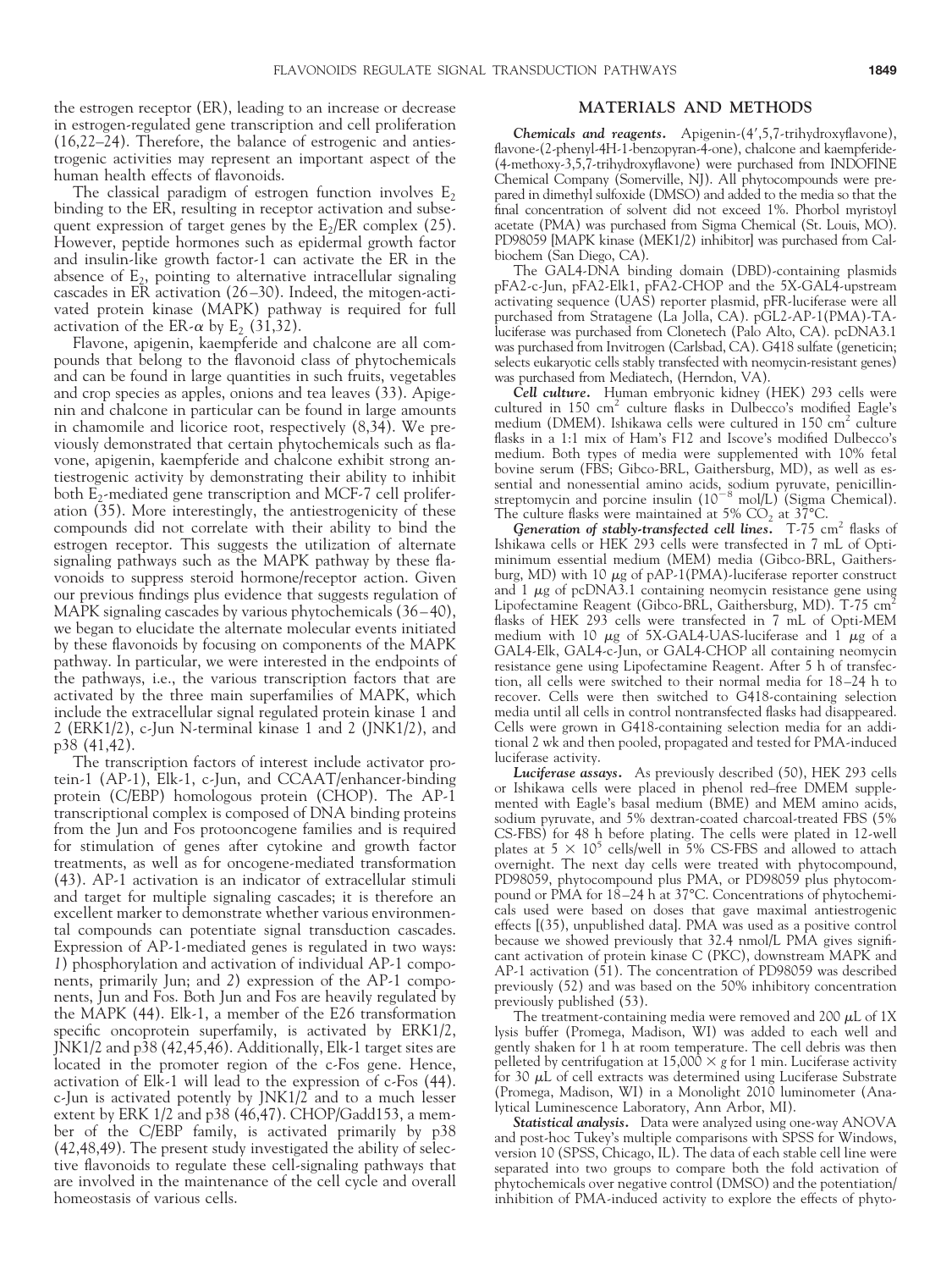the estrogen receptor (ER), leading to an increase or decrease in estrogen-regulated gene transcription and cell proliferation (16,22–24). Therefore, the balance of estrogenic and antiestrogenic activities may represent an important aspect of the human health effects of flavonoids.

The classical paradigm of estrogen function involves $E_2$ binding to the ER, resulting in receptor activation and subsequent expression of target genes by the $E_2$/ER complex (25). However, peptide hormones such as epidermal growth factor and insulin-like growth factor-1 can activate the ER in the absence of $E_2$, pointing to alternative intracellular signaling cascades in ER activation (26–30). Indeed, the mitogen-activated protein kinase (MAPK) pathway is required for full activation of the ER-$\alpha$ by $E_2$ (31,32).

Flavone, apigenin, kaempferide and chalcone are all compounds that belong to the flavonoid class of phytochemicals and can be found in large quantities in such fruits, vegetables and crop species as apples, onions and tea leaves (33). Apigenin and chalcone in particular can be found in large amounts in chamomile and licorice root, respectively (8,34). We previously demonstrated that certain phytochemicals such as flavone, apigenin, kaempferide and chalcone exhibit strong antiestrogenic activity by demonstrating their ability to inhibit both $E_2$-mediated gene transcription and MCF-7 cell proliferation (35). More interestingly, the antiestrogenicity of these compounds did not correlate with their ability to bind the estrogen receptor. This suggests the utilization of alternate signaling pathways such as the MAPK pathway by these flavonoids to suppress steroid hormone/receptor action. Given our previous findings plus evidence that suggests regulation of MAPK signaling cascades by various phytochemicals (36–40), we began to elucidate the alternate molecular events initiated by these flavonoids by focusing on components of the MAPK pathway. In particular, we were interested in the endpoints of the pathways, i.e., the various transcription factors that are activated by the three main superfamilies of MAPK, which include the extracellular signal regulated protein kinase 1 and 2 (ERK1/2), c-Jun N-terminal kinase 1 and 2 (JNK1/2), and p38 (41,42).

The transcription factors of interest include activator protein-1 (AP-1), Elk-1, c-Jun, and CCAAT/enhancer-binding protein (C/EBP) homologous protein (CHOP). The AP-1 transcriptional complex is composed of DNA binding proteins from the Jun and Fos protooncogene families and is required for stimulation of genes after cytokine and growth factor treatments, as well as for oncogene-mediated transformation (43). AP-1 activation is an indicator of extracellular stimuli and target for multiple signaling cascades; it is therefore an excellent marker to demonstrate whether various environmental compounds can potentiate signal transduction cascades. Expression of AP-1-mediated genes is regulated in two ways: *1*) phosphorylation and activation of individual AP-1 components, primarily Jun; and *2*) expression of the AP-1 components, Jun and Fos. Both Jun and Fos are heavily regulated by the MAPK (44). Elk-1, a member of the E26 transformation specific oncoprotein superfamily, is activated by ERK1/2, JNK1/2 and p38 (42,45,46). Additionally, Elk-1 target sites are located in the promoter region of the c-Fos gene. Hence, activation of Elk-1 will lead to the expression of c-Fos (44). c-Jun is activated potently by JNK1/2 and to a much lesser extent by ERK 1/2 and p38 (46,47). CHOP/Gadd153, a member of the C/EBP family, is activated primarily by p38 (42,48,49). The present study investigated the ability of selective flavonoids to regulate these cell-signaling pathways that are involved in the maintenance of the cell cycle and overall homeostasis of various cells.

## MATERIALS AND METHODS

***Chemicals and reagents.*** Apigenin-(4′,5,7-trihydroxyflavone), flavone-(2-phenyl-4H-1-benzopyran-4-one), chalcone and kaempferide-(4-methoxy-3,5,7-trihydroxyflavone) were purchased from INDOFINE Chemical Company (Somerville, NJ). All phytocompounds were prepared in dimethyl sulfoxide (DMSO) and added to the media so that the final concentration of solvent did not exceed 1%. Phorbol myristoyl acetate (PMA) was purchased from Sigma Chemical (St. Louis, MO). PD98059 [MAPK kinase (MEK1/2) inhibitor] was purchased from Calbiochem (San Diego, CA).

The GAL4-DNA binding domain (DBD)-containing plasmids pFA2-c-Jun, pFA2-Elk1, pFA2-CHOP and the 5X-GAL4-upstream activating sequence (UAS) reporter plasmid, pFR-luciferase were all purchased from Stratagene (La Jolla, CA). pGL2-AP-1(PMA)-TA-luciferase was purchased from Clonetech (Palo Alto, CA). pcDNA3.1 was purchased from Invitrogen (Carlsbad, CA). G418 sulfate (geneticin; selects eukaryotic cells stably transfected with neomycin-resistant genes) was purchased from Mediatech, (Herndon, VA).

***Cell culture.*** Human embryonic kidney (HEK) 293 cells were cultured in 150 $cm^2$ culture flasks in Dulbecco's modified Eagle's medium (DMEM). Ishikawa cells were cultured in 150 $cm^2$ culture flasks in a 1:1 mix of Ham's F12 and Iscove's modified Dulbecco's medium. Both types of media were supplemented with 10% fetal bovine serum (FBS; Gibco-BRL, Gaithersburg, MD), as well as essential and nonessential amino acids, sodium pyruvate, penicillin-streptomycin and porcine insulin ($10^{-8}$ mol/L) (Sigma Chemical). The culture flasks were maintained at 5% $CO_2$ at 37°C.

***Generation of stably-transfected cell lines.*** T-75 $cm^2$ flasks of Ishikawa cells or HEK 293 cells were transfected in 7 mL of Opti-minimum essential medium (MEM) media (Gibco-BRL, Gaithersburg, MD) with 10 $\mu$g of pAP-1(PMA)-luciferase reporter construct and 1 $\mu$g of pcDNA3.1 containing neomycin resistance gene using Lipofectamine Reagent (Gibco-BRL, Gaithersburg, MD). T-75 $cm^2$ flasks of HEK 293 cells were transfected in 7 mL of Opti-MEM medium with 10 $\mu$g of 5X-GAL4-UAS-luciferase and 1 $\mu$g of a GAL4-Elk, GAL4-c-Jun, or GAL4-CHOP all containing neomycin resistance gene using Lipofectamine Reagent. After 5 h of transfection, all cells were switched to their normal media for 18–24 h to recover. Cells were then switched to G418-containing selection media until all cells in control nontransfected flasks had disappeared. Cells were grown in G418-containing selection media for an additional 2 wk and then pooled, propagated and tested for PMA-induced luciferase activity.

***Luciferase assays.*** As previously described (50), HEK 293 cells or Ishikawa cells were placed in phenol red–free DMEM supplemented with Eagle's basal medium (BME) and MEM amino acids, sodium pyruvate, and 5% dextran-coated charcoal-treated FBS (5% CS-FBS) for 48 h before plating. The cells were plated in 12-well plates at $5 \times 10^5$ cells/well in 5% CS-FBS and allowed to attach overnight. The next day cells were treated with phytocompound, PD98059, phytocompound plus PMA, or PD98059 plus phytocompound or PMA for 18–24 h at 37°C. Concentrations of phytochemicals used were based on doses that gave maximal antiestrogenic effects [(35), unpublished data]. PMA was used as a positive control because we showed previously that 32.4 nmol/L PMA gives significant activation of protein kinase C (PKC), downstream MAPK and AP-1 activation (51). The concentration of PD98059 was described previously (52) and was based on the 50% inhibitory concentration previously published (53).

The treatment-containing media were removed and 200 $\mu$L of 1X lysis buffer (Promega, Madison, WI) was added to each well and gently shaken for 1 h at room temperature. The cell debris was then pelleted by centrifugation at $15{,}000 \times g$ for 1 min. Luciferase activity for 30 $\mu$L of cell extracts was determined using Luciferase Substrate (Promega, Madison, WI) in a Monolight 2010 luminometer (Analytical Luminescence Laboratory, Ann Arbor, MI).

***Statistical analysis.*** Data were analyzed using one-way ANOVA and post-hoc Tukey's multiple comparisons with SPSS for Windows, version 10 (SPSS, Chicago, IL). The data of each stable cell line were separated into two groups to compare both the fold activation of phytochemicals over negative control (DMSO) and the potentiation/inhibition of PMA-induced activity to explore the effects of phyto-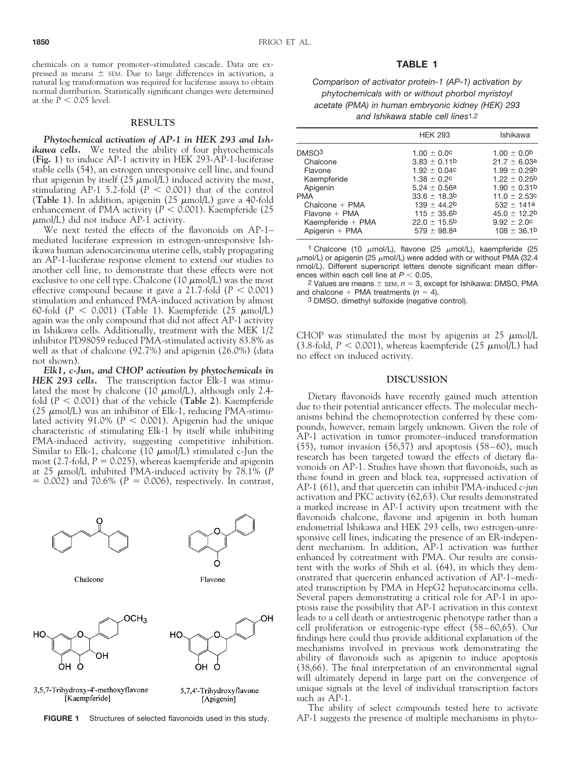chemicals on a tumor promoter–stimulated cascade. Data are expressed as means ± SEM. Due to large differences in activation, a natural log transformation was required for luciferase assays to obtain normal distribution. Statistically significant changes were determined at the $P < 0.05$ level.

## RESULTS

***Phytochemical activation of AP-1 in HEK 293 and Ishikawa cells.*** We tested the ability of four phytochemicals (**Fig. 1**) to induce AP-1 activity in HEK 293-AP-1-luciferase stable cells (54), an estrogen unresponsive cell line, and found that apigenin by itself (25 μmol/L) induced activity the most, stimulating AP-1 5.2-fold ($P < 0.001$) that of the control (**Table 1**). In addition, apigenin (25 μmol/L) gave a 40-fold enhancement of PMA activity ($P < 0.001$). Kaempferide (25 μmol/L) did not induce AP-1 activity.

We next tested the effects of the flavonoids on AP-1–mediated luciferase expression in estrogen-unresponsive Ishikawa human adenocarcinoma uterine cells, stably propagating an AP-1-luciferase response element to extend our studies to another cell line, to demonstrate that these effects were not exclusive to one cell type. Chalcone (10 μmol/L) was the most effective compound because it gave a 21.7-fold ($P < 0.001$) stimulation and enhanced PMA-induced activation by almost 60-fold ($P < 0.001$) (Table 1). Kaempferide (25 μmol/L) again was the only compound that did not affect AP-1 activity in Ishikawa cells. Additionally, treatment with the MEK 1/2 inhibitor PD98059 reduced PMA-stimulated activity 83.8% as well as that of chalcone (92.7%) and apigenin (26.0%) (data not shown).

***Elk1, c-Jun, and CHOP activation by phytochemicals in HEK 293 cells.*** The transcription factor Elk-1 was stimulated the most by chalcone (10 μmol/L), although only 2.4-fold ($P < 0.001$) that of the vehicle (**Table 2**). Kaempferide (25 μmol/L) was an inhibitor of Elk-1, reducing PMA-stimulated activity 91.0% ($P < 0.001$). Apigenin had the unique characteristic of stimulating Elk-1 by itself while inhibiting PMA-induced activity, suggesting competitive inhibition. Similar to Elk-1, chalcone (10 μmol/L) stimulated c-Jun the most (2.7-fold, $P = 0.025$), whereas kaempferide and apigenin at 25 μmol/L inhibited PMA-induced activity by 78.1% ($P = 0.002$) and 70.6% ($P = 0.006$), respectively. In contrast, CHOP was stimulated the most by apigenin at 25 μmol/L (3.8-fold, $P < 0.001$), whereas kaempferide (25 μmol/L) had no effect on induced activity.

Chalcone

Flavone

3,5,7-Trihydroxy-4′-methoxyflavone [Kaempferide]

5,7,4′-Trihydroxyflavone [Apigenin]

**FIGURE 1** Structures of selected flavonoids used in this study.

**TABLE 1**

*Comparison of activator protein-1 (AP-1) activation by phytochemicals with or without phorbol myristoyl acetate (PMA) in human embryonic kidney (HEK) 293 and Ishikawa stable cell lines*[1,2]

| | HEK 293 | Ishikawa |
|---|---|---|
| DMSO[3] | 1.00 ± 0.0[c] | 1.00 ± 0.0[b] |
| Chalcone | 3.83 ± 0.11[b] | 21.7 ± 6.03[a] |
| Flavone | 1.92 ± 0.04[c] | 1.99 ± 0.29[b] |
| Kaempferide | 1.38 ± 0.2[c] | 1.22 ± 0.25[b] |
| Apigenin | 5.24 ± 0.56[a] | 1.90 ± 0.31[b] |
| PMA | 33.6 ± 18.3[b] | 11.0 ± 2.53[c] |
| Chalcone + PMA | 139 ± 44.2[b] | 532 ± 141[a] |
| Flavone + PMA | 115 ± 35.6[b] | 45.0 ± 12.2[b] |
| Kaempferide + PMA | 22.0 ± 15.5[b] | 9.92 ± 2.0[c] |
| Apigenin + PMA | 579 ± 98.8[a] | 108 ± 36.1[b] |

[1] Chalcone (10 μmol/L), flavone (25 μmol/L), kaempferide (25 μmol/L) or apigenin (25 μmol/L) were added with or without PMA (32.4 nmol/L). Different superscript letters denote significant mean differences within each cell line at $P < 0.05$.

[2] Values are means ± SEM, $n = 3$, except for Ishikawa: DMSO, PMA and chalcone + PMA treatments ($n = 4$).

[3] DMSO, dimethyl sulfoxide (negative control).

## DISCUSSION

Dietary flavonoids have recently gained much attention due to their potential anticancer effects. The molecular mechanisms behind the chemoprotection conferred by these compounds, however, remain largely unknown. Given the role of AP-1 activation in tumor promoter–induced transformation (55), tumor invasion (56,57) and apoptosis (58–60), much research has been targeted toward the effects of dietary flavonoids on AP-1. Studies have shown that flavonoids, such as those found in green and black tea, suppressed activation of AP-1 (61), and that quercetin can inhibit PMA-induced *c-jun* activation and PKC activity (62,63). Our results demonstrated a marked increase in AP-1 activity upon treatment with the flavonoids chalcone, flavone and apigenin in both human endometrial Ishikawa and HEK 293 cells, two estrogen-unresponsive cell lines, indicating the presence of an ER-independent mechanism. In addition, AP-1 activation was further enhanced by cotreatment with PMA. Our results are consistent with the works of Shih et al. (64), in which they demonstrated that quercetin enhanced activation of AP-1–mediated transcription by PMA in HepG2 hepatocarcinoma cells. Several papers demonstrating a critical role for AP-1 in apoptosis raise the possibility that AP-1 activation in this context leads to a cell death or antiestrogenic phenotype rather than a cell proliferation or estrogenic-type effect (58–60,65). Our findings here could thus provide additional explanation of the mechanisms involved in previous work demonstrating the ability of flavonoids such as apigenin to induce apoptosis (38,66). The final interpretation of an environmental signal will ultimately depend in large part on the convergence of unique signals at the level of individual transcription factors such as AP-1.

The ability of select compounds tested here to activate AP-1 suggests the presence of multiple mechanisms in phyto-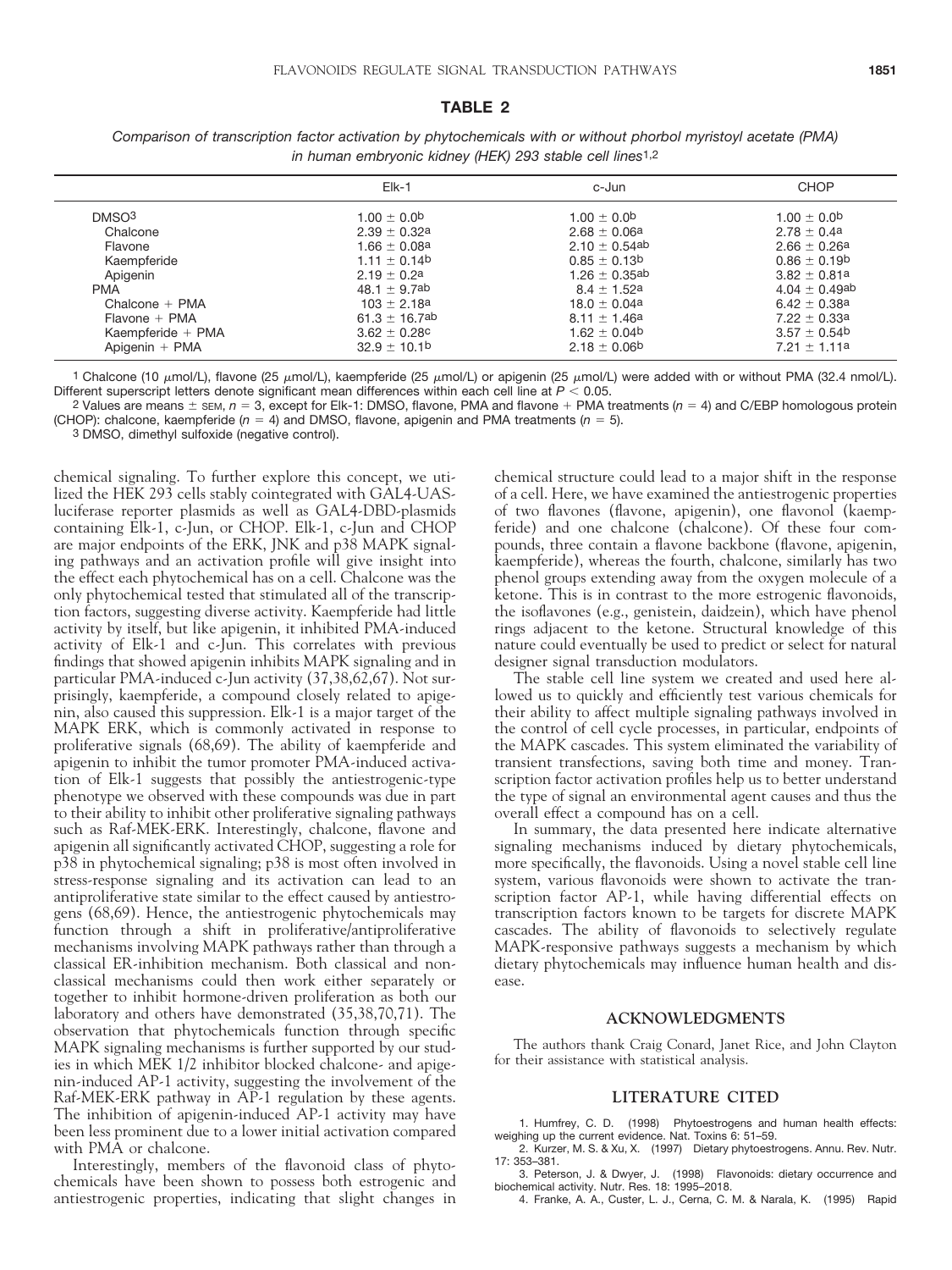**TABLE 2**

*Comparison of transcription factor activation by phytochemicals with or without phorbol myristoyl acetate (PMA) in human embryonic kidney (HEK) 293 stable cell lines*[1,2]

| | Elk-1 | c-Jun | CHOP |
|---|---|---|---|
| DMSO[3] | $1.00 \pm 0.0^{b}$ | $1.00 \pm 0.0^{b}$ | $1.00 \pm 0.0^{b}$ |
| Chalcone | $2.39 \pm 0.32^{a}$ | $2.68 \pm 0.06^{a}$ | $2.78 \pm 0.4^{a}$ |
| Flavone | $1.66 \pm 0.08^{a}$ | $2.10 \pm 0.54^{ab}$ | $2.66 \pm 0.26^{a}$ |
| Kaempferide | $1.11 \pm 0.14^{b}$ | $0.85 \pm 0.13^{b}$ | $0.86 \pm 0.19^{b}$ |
| Apigenin | $2.19 \pm 0.2^{a}$ | $1.26 \pm 0.35^{ab}$ | $3.82 \pm 0.81^{a}$ |
| PMA | $48.1 \pm 9.7^{ab}$ | $8.4 \pm 1.52^{a}$ | $4.04 \pm 0.49^{ab}$ |
| Chalcone + PMA | $103 \pm 2.18^{a}$ | $18.0 \pm 0.04^{a}$ | $6.42 \pm 0.38^{a}$ |
| Flavone + PMA | $61.3 \pm 16.7^{ab}$ | $8.11 \pm 1.46^{a}$ | $7.22 \pm 0.33^{a}$ |
| Kaempferide + PMA | $3.62 \pm 0.28^{c}$ | $1.62 \pm 0.04^{b}$ | $3.57 \pm 0.54^{b}$ |
| Apigenin + PMA | $32.9 \pm 10.1^{b}$ | $2.18 \pm 0.06^{b}$ | $7.21 \pm 1.11^{a}$ |

[1] Chalcone (10 μmol/L), flavone (25 μmol/L), kaempferide (25 μmol/L) or apigenin (25 μmol/L) were added with or without PMA (32.4 nmol/L). Different superscript letters denote significant mean differences within each cell line at $P < 0.05$.

[2] Values are means ± SEM, $n = 3$, except for Elk-1: DMSO, flavone, PMA and flavone + PMA treatments ($n = 4$) and C/EBP homologous protein (CHOP): chalcone, kaempferide ($n = 4$) and DMSO, flavone, apigenin and PMA treatments ($n = 5$).

[3] DMSO, dimethyl sulfoxide (negative control).

chemical signaling. To further explore this concept, we utilized the HEK 293 cells stably cointegrated with GAL4-UAS-luciferase reporter plasmids as well as GAL4-DBD-plasmids containing Elk-1, c-Jun, or CHOP. Elk-1, c-Jun and CHOP are major endpoints of the ERK, JNK and p38 MAPK signaling pathways and an activation profile will give insight into the effect each phytochemical has on a cell. Chalcone was the only phytochemical tested that stimulated all of the transcription factors, suggesting diverse activity. Kaempferide had little activity by itself, but like apigenin, it inhibited PMA-induced activity of Elk-1 and c-Jun. This correlates with previous findings that showed apigenin inhibits MAPK signaling and in particular PMA-induced c-Jun activity (37,38,62,67). Not surprisingly, kaempferide, a compound closely related to apigenin, also caused this suppression. Elk-1 is a major target of the MAPK ERK, which is commonly activated in response to proliferative signals (68,69). The ability of kaempferide and apigenin to inhibit the tumor promoter PMA-induced activation of Elk-1 suggests that possibly the antiestrogenic-type phenotype we observed with these compounds was due in part to their ability to inhibit other proliferative signaling pathways such as Raf-MEK-ERK. Interestingly, chalcone, flavone and apigenin all significantly activated CHOP, suggesting a role for p38 in phytochemical signaling; p38 is most often involved in stress-response signaling and its activation can lead to an antiproliferative state similar to the effect caused by antiestrogens (68,69). Hence, the antiestrogenic phytochemicals may function through a shift in proliferative/antiproliferative mechanisms involving MAPK pathways rather than through a classical ER-inhibition mechanism. Both classical and nonclassical mechanisms could then work either separately or together to inhibit hormone-driven proliferation as both our laboratory and others have demonstrated (35,38,70,71). The observation that phytochemicals function through specific MAPK signaling mechanisms is further supported by our studies in which MEK 1/2 inhibitor blocked chalcone- and apigenin-induced AP-1 activity, suggesting the involvement of the Raf-MEK-ERK pathway in AP-1 regulation by these agents. The inhibition of apigenin-induced AP-1 activity may have been less prominent due to a lower initial activation compared with PMA or chalcone.

Interestingly, members of the flavonoid class of phytochemicals have been shown to possess both estrogenic and antiestrogenic properties, indicating that slight changes in chemical structure could lead to a major shift in the response of a cell. Here, we have examined the antiestrogenic properties of two flavones (flavone, apigenin), one flavonol (kaempferide) and one chalcone (chalcone). Of these four compounds, three contain a flavone backbone (flavone, apigenin, kaempferide), whereas the fourth, chalcone, similarly has two phenol groups extending away from the oxygen molecule of a ketone. This is in contrast to the more estrogenic flavonoids, the isoflavones (e.g., genistein, daidzein), which have phenol rings adjacent to the ketone. Structural knowledge of this nature could eventually be used to predict or select for natural designer signal transduction modulators.

The stable cell line system we created and used here allowed us to quickly and efficiently test various chemicals for their ability to affect multiple signaling pathways involved in the control of cell cycle processes, in particular, endpoints of the MAPK cascades. This system eliminated the variability of transient transfections, saving both time and money. Transcription factor activation profiles help us to better understand the type of signal an environmental agent causes and thus the overall effect a compound has on a cell.

In summary, the data presented here indicate alternative signaling mechanisms induced by dietary phytochemicals, more specifically, the flavonoids. Using a novel stable cell line system, various flavonoids were shown to activate the transcription factor AP-1, while having differential effects on transcription factors known to be targets for discrete MAPK cascades. The ability of flavonoids to selectively regulate MAPK-responsive pathways suggests a mechanism by which dietary phytochemicals may influence human health and disease.

## ACKNOWLEDGMENTS

The authors thank Craig Conard, Janet Rice, and John Clayton for their assistance with statistical analysis.

## LITERATURE CITED

1. Humfrey, C. D. (1998) Phytoestrogens and human health effects: weighing up the current evidence. Nat. Toxins 6: 51–59.
2. Kurzer, M. S. & Xu, X. (1997) Dietary phytoestrogens. Annu. Rev. Nutr. 17: 353–381.
3. Peterson, J. & Dwyer, J. (1998) Flavonoids: dietary occurrence and biochemical activity. Nutr. Res. 18: 1995–2018.
4. Franke, A. A., Custer, L. J., Cerna, C. M. & Narala, K. (1995) Rapid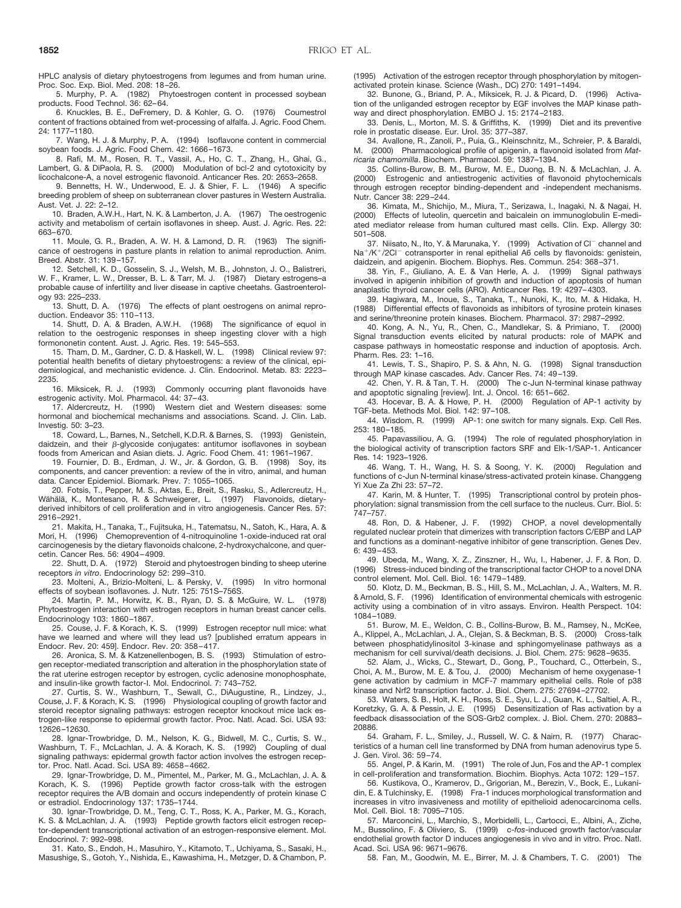HPLC analysis of dietary phytoestrogens from legumes and from human urine. Proc. Soc. Exp. Biol. Med. 208: 18–26.

5. Murphy, P. A. (1982) Phytoestrogen content in processed soybean products. Food Technol. 36: 62–64.

6. Knuckles, B. E., DeFremery, D. & Kohler, G. O. (1976) Coumestrol content of fractions obtained from wet-processing of alfalfa. J. Agric. Food Chem. 24: 1177–1180.

7. Wang, H. J. & Murphy, P. A. (1994) Isoflavone content in commercial soybean foods. J. Agric. Food Chem. 42: 1666–1673.

8. Rafi, M. M., Rosen, R. T., Vassil, A., Ho, C. T., Zhang, H., Ghai, G., Lambert, G. & DiPaola, R. S. (2000) Modulation of bcl-2 and cytotoxicity by licochalcone-A, a novel estrogenic flavonoid. Anticancer Res. 20: 2653–2658.

9. Bennetts, H. W., Underwood, E. J. & Shier, F. L. (1946) A specific breeding problem of sheep on subterranean clover pastures in Western Australia. Aust. Vet. J. 22: 2–12.

10. Braden, A.W.H., Hart, N. K. & Lamberton, J. A. (1967) The oestrogenic activity and metabolism of certain isoflavones in sheep. Aust. J. Agric. Res. 22: 663–670.

11. Moule, G. R., Braden, A. W. H. & Lamond, D. R. (1963) The significance of oestrogens in pasture plants in relation to animal reproduction. Anim. Breed. Abstr. 31: 139–157.

12. Setchell, K. D., Gosselin, S. J., Welsh, M. B., Johnston, J. O., Balistreri, W. F., Kramer, L. W., Dresser, B. L. & Tarr, M. J. (1987) Dietary estrogens–a probable cause of infertility and liver disease in captive cheetahs. Gastroenterology 93: 225–233.

13. Shutt, D. A. (1976) The effects of plant oestrogens on animal reproduction. Endeavor 35: 110–113.

14. Shutt, D. A. & Braden, A.W.H. (1968) The significance of equol in relation to the oestrogenic responses in sheep ingesting clover with a high formononetin content. Aust. J. Agric. Res. 19: 545–553.

15. Tham, D. M., Gardner, C. D. & Haskell, W. L. (1998) Clinical review 97: potential health benefits of dietary phytoestrogens: a review of the clinical, epidemiological, and mechanistic evidence. J. Clin. Endocrinol. Metab. 83: 2223–2235.

16. Miksicek, R. J. (1993) Commonly occurring plant flavonoids have estrogenic activity. Mol. Pharmacol. 44: 37–43.

17. Aldercreutz, H. (1990) Western diet and Western diseases: some hormonal and biochemical mechanisms and associations. Scand. J. Clin. Lab. Investig. 50: 3–23.

18. Coward, L., Barnes, N., Setchell, K.D.R. & Barnes, S. (1993) Genistein, daidzein, and their $\beta$-glycoside conjugates: antitumor isoflavones in soybean foods from American and Asian diets. J. Agric. Food Chem. 41: 1961–1967.

19. Fournier, D. B., Erdman, J. W., Jr. & Gordon, G. B. (1998) Soy, its components, and cancer prevention: a review of the in vitro, animal, and human data. Cancer Epidemiol. Biomark. Prev. 7: 1055–1065.

20. Fotsis, T., Pepper, M. S., Aktas, E., Breit, S., Rasku, S., Adlercreutz, H., Wähälä, K., Montesano, R. & Schweigerer, L. (1997) Flavonoids, dietary-derived inhibitors of cell proliferation and in vitro angiogenesis. Cancer Res. 57: 2916–2921.

21. Makita, H., Tanaka, T., Fujitsuka, H., Tatematsu, N., Satoh, K., Hara, A. & Mori, H. (1996) Chemoprevention of 4-nitroquinoline 1-oxide-induced rat oral carcinogenesis by the dietary flavonoids chalcone, 2-hydroxychalcone, and quercetin. Cancer Res. 56: 4904–4909.

22. Shutt, D. A. (1972) Steroid and phytoestrogen binding to sheep uterine receptors *in vitro*. Endocrinology 52: 299–310.

23. Molteni, A., Brizio-Molteni, L. & Persky, V. (1995) In vitro hormonal effects of soybean isoflavones. J. Nutr. 125: 751S–756S.

24. Martin, P. M., Horwitz, K. B., Ryan, D. S. & McGuire, W. L. (1978) Phytoestrogen interaction with estrogen receptors in human breast cancer cells. Endocrinology 103: 1860–1867.

25. Couse, J. F. & Korach, K. S. (1999) Estrogen receptor null mice: what have we learned and where will they lead us? [published erratum appears in Endocr. Rev. 20: 459]. Endocr. Rev. 20: 358–417.

26. Aronica, S. M. & Katzenellenbogen, B. S. (1993) Stimulation of estrogen receptor-mediated transcription and alteration in the phosphorylation state of the rat uterine estrogen receptor by estrogen, cyclic adenosine monophosphate, and insulin-like growth factor-I. Mol. Endocrinol. 7: 743–752.

27. Curtis, S. W., Washburn, T., Sewall, C., DiAugustine, R., Lindzey, J., Couse, J. F. & Korach, K. S. (1996) Physiological coupling of growth factor and steroid receptor signaling pathways: estrogen receptor knockout mice lack estrogen-like response to epidermal growth factor. Proc. Natl. Acad. Sci. USA 93: 12626–12630.

28. Ignar-Trowbridge, D. M., Nelson, K. G., Bidwell, M. C., Curtis, S. W., Washburn, T. F., McLachlan, J. A. & Korach, K. S. (1992) Coupling of dual signaling pathways: epidermal growth factor action involves the estrogen receptor. Proc. Natl. Acad. Sci. USA 89: 4658–4662.

29. Ignar-Trowbridge, D. M., Pimentel, M., Parker, M. G., McLachlan, J. A. & Korach, K. S. (1996) Peptide growth factor cross-talk with the estrogen receptor requires the A/B domain and occurs independently of protein kinase C or estradiol. Endocrinology 137: 1735–1744.

30. Ignar-Trowbridge, D. M., Teng, C. T., Ross, K. A., Parker, M. G., Korach, K. S. & McLachlan, J. A. (1993) Peptide growth factors elicit estrogen receptor-dependent transcriptional activation of an estrogen-responsive element. Mol. Endocrinol. 7: 992–998.

31. Kato, S., Endoh, H., Masuhiro, Y., Kitamoto, T., Uchiyama, S., Sasaki, H., Masushige, S., Gotoh, Y., Nishida, E., Kawashima, H., Metzger, D. & Chambon, P. (1995) Activation of the estrogen receptor through phosphorylation by mitogen-activated protein kinase. Science (Wash., DC) 270: 1491–1494.

32. Bunone, G., Briand, P. A., Miksicek, R. J. & Picard, D. (1996) Activation of the unliganded estrogen receptor by EGF involves the MAP kinase pathway and direct phosphorylation. EMBO J. 15: 2174–2183.

33. Denis, L., Morton, M. S. & Griffiths, K. (1999) Diet and its preventive role in prostatic disease. Eur. Urol. 35: 377–387.

34. Avallone, R., Zanoli, P., Puia, G., Kleinschnitz, M., Schreier, P. & Baraldi, M. (2000) Pharmacological profile of apigenin, a flavonoid isolated from *Matricaria chamomilla*. Biochem. Pharmacol. 59: 1387–1394.

35. Collins-Burow, B. M., Burow, M. E., Duong, B. N. & McLachlan, J. A. (2000) Estrogenic and antiestrogenic activities of flavonoid phytochemicals through estrogen receptor binding-dependent and -independent mechanisms. Nutr. Cancer 38: 229–244.

36. Kimata, M., Shichijo, M., Miura, T., Serizawa, I., Inagaki, N. & Nagai, H. (2000) Effects of luteolin, quercetin and baicalein on immunoglobulin E-mediated mediator release from human cultured mast cells. Clin. Exp. Allergy 30: 501–508.

37. Niisato, N., Ito, Y. & Marunaka, Y. (1999) Activation of $Cl^-$ channel and $Na^+/K^+/2Cl^-$ cotransporter in renal epithelial A6 cells by flavonoids: genistein, daidzein, and apigenin. Biochem. Biophys. Res. Commun. 254: 368–371.

38. Yin, F., Giuliano, A. E. & Van Herle, A. J. (1999) Signal pathways involved in apigenin inhibition of growth and induction of apoptosis of human anaplastic thyroid cancer cells (ARO). Anticancer Res. 19: 4297–4303.

39. Hagiwara, M., Inoue, S., Tanaka, T., Nunoki, K., Ito, M. & Hidaka, H. (1988) Differential effects of flavonoids as inhibitors of tyrosine protein kinases and serine/threonine protein kinases. Biochem. Pharmacol. 37: 2987–2992.

40. Kong, A. N., Yu, R., Chen, C., Mandlekar, S. & Primiano, T. (2000) Signal transduction events elicited by natural products: role of MAPK and caspase pathways in homeostatic response and induction of apoptosis. Arch. Pharm. Res. 23: 1–16.

41. Lewis, T. S., Shapiro, P. S. & Ahn, N. G. (1998) Signal transduction through MAP kinase cascades. Adv. Cancer Res. 74: 49–139.

42. Chen, Y. R. & Tan, T. H. (2000) The c-Jun N-terminal kinase pathway and apoptotic signaling [review]. Int. J. Oncol. 16: 651–662.

43. Hocevar, B. A. & Howe, P. H. (2000) Regulation of AP-1 activity by TGF-beta. Methods Mol. Biol. 142: 97–108.

44. Wisdom, R. (1999) AP-1: one switch for many signals. Exp. Cell Res. 253: 180–185.

45. Papavassiliou, A. G. (1994) The role of regulated phosphorylation in the biological activity of transcription factors SRF and Elk-1/SAP-1. Anticancer Res. 14: 1923–1926.

46. Wang, T. H., Wang, H. S. & Soong, Y. K. (2000) Regulation and functions of c-Jun N-terminal kinase/stress-activated protein kinase. Changgeng Yi Xue Za Zhi 23: 57–72.

47. Karin, M. & Hunter, T. (1995) Transcriptional control by protein phosphorylation: signal transmission from the cell surface to the nucleus. Curr. Biol. 5: 747–757.

48. Ron, D. & Habener, J. F. (1992) CHOP, a novel developmentally regulated nuclear protein that dimerizes with transcription factors C/EBP and LAP and functions as a dominant-negative inhibitor of gene transcription. Genes Dev. 6: 439–453.

49. Ubeda, M., Wang, X. Z., Zinszner, H., Wu, I., Habener, J. F. & Ron, D. (1996) Stress-induced binding of the transcriptional factor CHOP to a novel DNA control element. Mol. Cell. Biol. 16: 1479–1489.

50. Klotz, D. M., Beckman, B. S., Hill, S. M., McLachlan, J. A., Walters, M. R. & Arnold, S. F. (1996) Identification of environmental chemicals with estrogenic activity using a combination of in vitro assays. Environ. Health Perspect. 104: 1084–1089.

51. Burow, M. E., Weldon, C. B., Collins-Burow, B. M., Ramsey, N., McKee, A., Klippel, A., McLachlan, J. A., Clejan, S. & Beckman, B. S. (2000) Cross-talk between phosphatidylinositol 3-kinase and sphingomyelinase pathways as a mechanism for cell survival/death decisions. J. Biol. Chem. 275: 9628–9635.

52. Alam, J., Wicks, C., Stewart, D., Gong, P., Touchard, C., Otterbein, S., Choi, A. M., Burow, M. E. & Tou, J. (2000) Mechanism of heme oxygenase-1 gene activation by cadmium in MCF-7 mammary epithelial cells. Role of p38 kinase and Nrf2 transcription factor. J. Biol. Chem. 275: 27694–27702.

53. Waters, S. B., Holt, K. H., Ross, S. E., Syu, L. J., Guan, K. L., Saltiel, A. R., Koretzky, G. A. & Pessin, J. E. (1995) Desensitization of Ras activation by a feedback disassociation of the SOS-Grb2 complex. J. Biol. Chem. 270: 20883–20886.

54. Graham, F. L., Smiley, J., Russell, W. C. & Nairn, R. (1977) Characteristics of a human cell line transformed by DNA from human adenovirus type 5. J. Gen. Virol. 36: 59–74.

55. Angel, P. & Karin, M. (1991) The role of Jun, Fos and the AP-1 complex in cell-proliferation and transformation. Biochim. Biophys. Acta 1072: 129–157.

56. Kustikova, O., Kramerov, D., Grigorian, M., Berezin, V., Bock, E., Lukanidin, E. & Tulchinsky, E. (1998) Fra-1 induces morphological transformation and increases in vitro invasiveness and motility of epithelioid adenocarcinoma cells. Mol. Cell. Biol. 18: 7095–7105.

57. Marconcini, L., Marchio, S., Morbidelli, L., Cartocci, E., Albini, A., Ziche, M., Bussolino, F. & Oliviero, S. (1999) c-*fos*-induced growth factor/vascular endothelial growth factor D induces angiogenesis in vivo and in vitro. Proc. Natl. Acad. Sci. USA 96: 9671–9676.

58. Fan, M., Goodwin, M. E., Birrer, M. J. & Chambers, T. C. (2001) The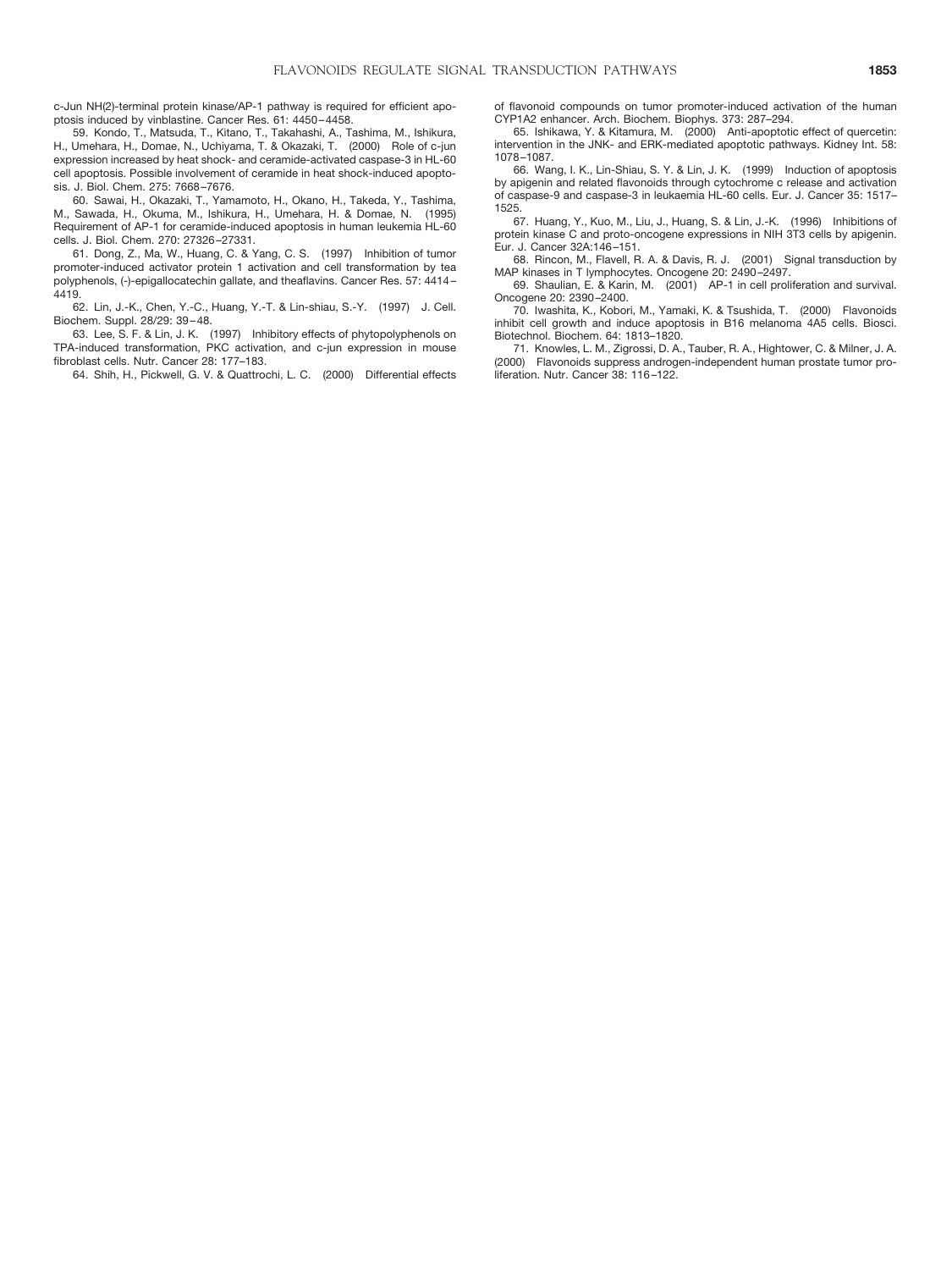c-Jun NH(2)-terminal protein kinase/AP-1 pathway is required for efficient apoptosis induced by vinblastine. Cancer Res. 61: 4450–4458.

59. Kondo, T., Matsuda, T., Kitano, T., Takahashi, A., Tashima, M., Ishikura, H., Umehara, H., Domae, N., Uchiyama, T. & Okazaki, T. (2000) Role of c-jun expression increased by heat shock- and ceramide-activated caspase-3 in HL-60 cell apoptosis. Possible involvement of ceramide in heat shock-induced apoptosis. J. Biol. Chem. 275: 7668–7676.

60. Sawai, H., Okazaki, T., Yamamoto, H., Okano, H., Takeda, Y., Tashima, M., Sawada, H., Okuma, M., Ishikura, H., Umehara, H. & Domae, N. (1995) Requirement of AP-1 for ceramide-induced apoptosis in human leukemia HL-60 cells. J. Biol. Chem. 270: 27326–27331.

61. Dong, Z., Ma, W., Huang, C. & Yang, C. S. (1997) Inhibition of tumor promoter-induced activator protein 1 activation and cell transformation by tea polyphenols, (-)-epigallocatechin gallate, and theaflavins. Cancer Res. 57: 4414–4419.

62. Lin, J.-K., Chen, Y.-C., Huang, Y.-T. & Lin-shiau, S.-Y. (1997) J. Cell. Biochem. Suppl. 28/29: 39–48.

63. Lee, S. F. & Lin, J. K. (1997) Inhibitory effects of phytopolyphenols on TPA-induced transformation, PKC activation, and c-jun expression in mouse fibroblast cells. Nutr. Cancer 28: 177–183.

64. Shih, H., Pickwell, G. V. & Quattrochi, L. C. (2000) Differential effects of flavonoid compounds on tumor promoter-induced activation of the human CYP1A2 enhancer. Arch. Biochem. Biophys. 373: 287–294.

65. Ishikawa, Y. & Kitamura, M. (2000) Anti-apoptotic effect of quercetin: intervention in the JNK- and ERK-mediated apoptotic pathways. Kidney Int. 58: 1078–1087.

66. Wang, I. K., Lin-Shiau, S. Y. & Lin, J. K. (1999) Induction of apoptosis by apigenin and related flavonoids through cytochrome c release and activation of caspase-9 and caspase-3 in leukaemia HL-60 cells. Eur. J. Cancer 35: 1517–1525.

67. Huang, Y., Kuo, M., Liu, J., Huang, S. & Lin, J.-K. (1996) Inhibitions of protein kinase C and proto-oncogene expressions in NIH 3T3 cells by apigenin. Eur. J. Cancer 32A:146–151.

68. Rincon, M., Flavell, R. A. & Davis, R. J. (2001) Signal transduction by MAP kinases in T lymphocytes. Oncogene 20: 2490–2497.

69. Shaulian, E. & Karin, M. (2001) AP-1 in cell proliferation and survival. Oncogene 20: 2390–2400.

70. Iwashita, K., Kobori, M., Yamaki, K. & Tsushida, T. (2000) Flavonoids inhibit cell growth and induce apoptosis in B16 melanoma 4A5 cells. Biosci. Biotechnol. Biochem. 64: 1813–1820.

71. Knowles, L. M., Zigrossi, D. A., Tauber, R. A., Hightower, C. & Milner, J. A. (2000) Flavonoids suppress androgen-independent human prostate tumor proliferation. Nutr. Cancer 38: 116–122.